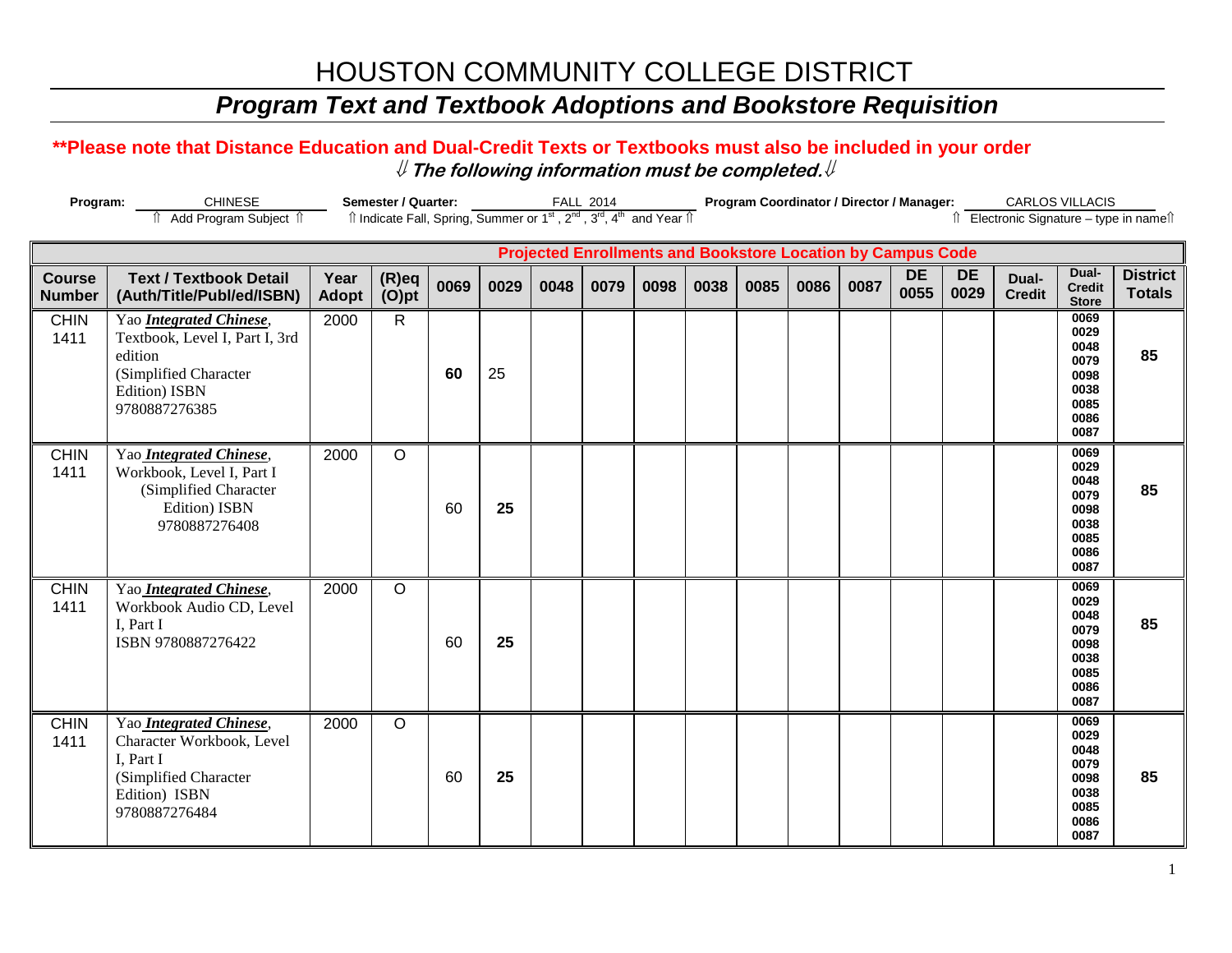# HOUSTON COMMUNITY COLLEGE DISTRICT

## *Program Text and Textbook Adoptions and Bookstore Requisition*

**\*\*Please note that Distance Education and Dual-Credit Texts or Textbooks must also be included in your order**

⇓ ***The following information must be completed.*** ⇓

**Program:** CHINESE
⇑ Add Program Subject ⇑

**Semester / Quarter:** FALL 2014
⇑ Indicate Fall, Spring, Summer or 1st, 2nd, 3rd, 4th and Year ⇑

**Program Coordinator / Director / Manager:** CARLOS VILLACIS
⇑ Electronic Signature – type in name⇑

| | | | | Projected Enrollments and Bookstore Location by Campus Code | | | | | | | | | | | | | |
|---|---|---|---|---|---|---|---|---|---|---|---|---|---|---|---|---|---|
| **Course Number** | **Text / Textbook Detail (Auth/Title/Publ/ed/ISBN)** | **Year Adopt** | **(R)eq (O)pt** | **0069** | **0029** | **0048** | **0079** | **0098** | **0038** | **0085** | **0086** | **0087** | **DE 0055** | **DE 0029** | **Dual-Credit** | **Dual-Credit Store** | **District Totals** |
| CHIN 1411 | Yao ***Integrated Chinese***, Textbook, Level I, Part I, 3rd edition (Simplified Character Edition) ISBN 9780887276385 | 2000 | R | **60** | 25 | | | | | | | | | | | **0069 0029 0048 0079 0098 0038 0085 0086 0087** | **85** |
| CHIN 1411 | Yao ***Integrated Chinese***, Workbook, Level I, Part I (Simplified Character Edition) ISBN 9780887276408 | 2000 | O | 60 | **25** | | | | | | | | | | | **0069 0029 0048 0079 0098 0038 0085 0086 0087** | **85** |
| CHIN 1411 | Yao ***Integrated Chinese***, Workbook Audio CD, Level I, Part I ISBN 9780887276422 | 2000 | O | 60 | **25** | | | | | | | | | | | **0069 0029 0048 0079 0098 0038 0085 0086 0087** | **85** |
| CHIN 1411 | Yao ***Integrated Chinese***, Character Workbook, Level I, Part I (Simplified Character Edition) ISBN 9780887276484 | 2000 | O | 60 | **25** | | | | | | | | | | | **0069 0029 0048 0079 0098 0038 0085 0086 0087** | **85** |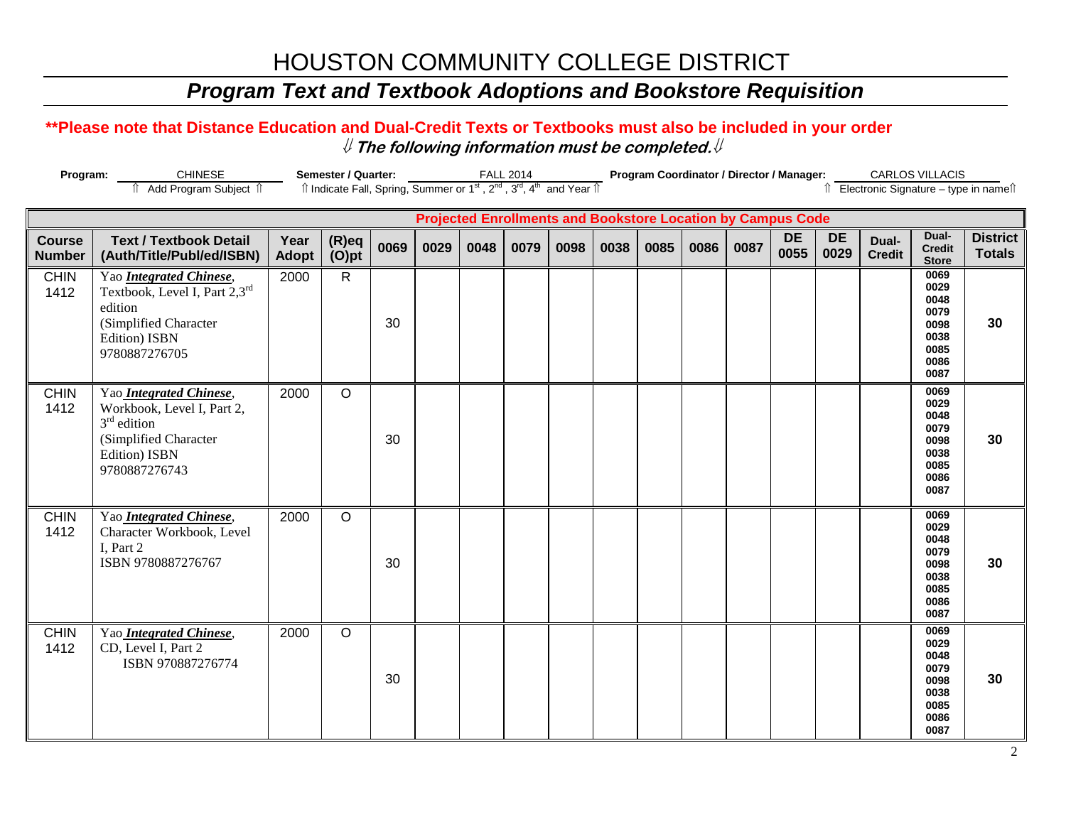# HOUSTON COMMUNITY COLLEGE DISTRICT

## *Program Text and Textbook Adoptions and Bookstore Requisition*

**\*\*Please note that Distance Education and Dual-Credit Texts or Textbooks must also be included in your order**

⇓ ***The following information must be completed.*** ⇓

**Program:** CHINESE
⇑ Add Program Subject ⇑

**Semester / Quarter:** FALL 2014
⇑ Indicate Fall, Spring, Summer or 1st, 2nd, 3rd, 4th and Year ⇑

**Program Coordinator / Director / Manager:** CARLOS VILLACIS
⇑ Electronic Signature – type in name⇑

| | | | | Projected Enrollments and Bookstore Location by Campus Code | | | | | | | | | | | | | |
|---|---|---|---|---|---|---|---|---|---|---|---|---|---|---|---|---|---|
| **Course Number** | **Text / Textbook Detail (Auth/Title/Publ/ed/ISBN)** | **Year Adopt** | **(R)eq (O)pt** | **0069** | **0029** | **0048** | **0079** | **0098** | **0038** | **0085** | **0086** | **0087** | **DE 0055** | **DE 0029** | **Dual-Credit** | **Dual-Credit Store** | **District Totals** |
| CHIN 1412 | Yao ***Integrated Chinese***, Textbook, Level I, Part 2,3rd edition (Simplified Character Edition) ISBN 9780887276705 | 2000 | R | 30 | | | | | | | | | | | | 0069 0029 0048 0079 0098 0038 0085 0086 0087 | **30** |
| CHIN 1412 | Yao ***Integrated Chinese***, Workbook, Level I, Part 2, 3rd edition (Simplified Character Edition) ISBN 9780887276743 | 2000 | O | 30 | | | | | | | | | | | | 0069 0029 0048 0079 0098 0038 0085 0086 0087 | **30** |
| CHIN 1412 | Yao ***Integrated Chinese***, Character Workbook, Level I, Part 2 ISBN 9780887276767 | 2000 | O | 30 | | | | | | | | | | | | 0069 0029 0048 0079 0098 0038 0085 0086 0087 | **30** |
| CHIN 1412 | Yao ***Integrated Chinese***, CD, Level I, Part 2 ISBN 970887276774 | 2000 | O | 30 | | | | | | | | | | | | 0069 0029 0048 0079 0098 0038 0085 0086 0087 | **30** |